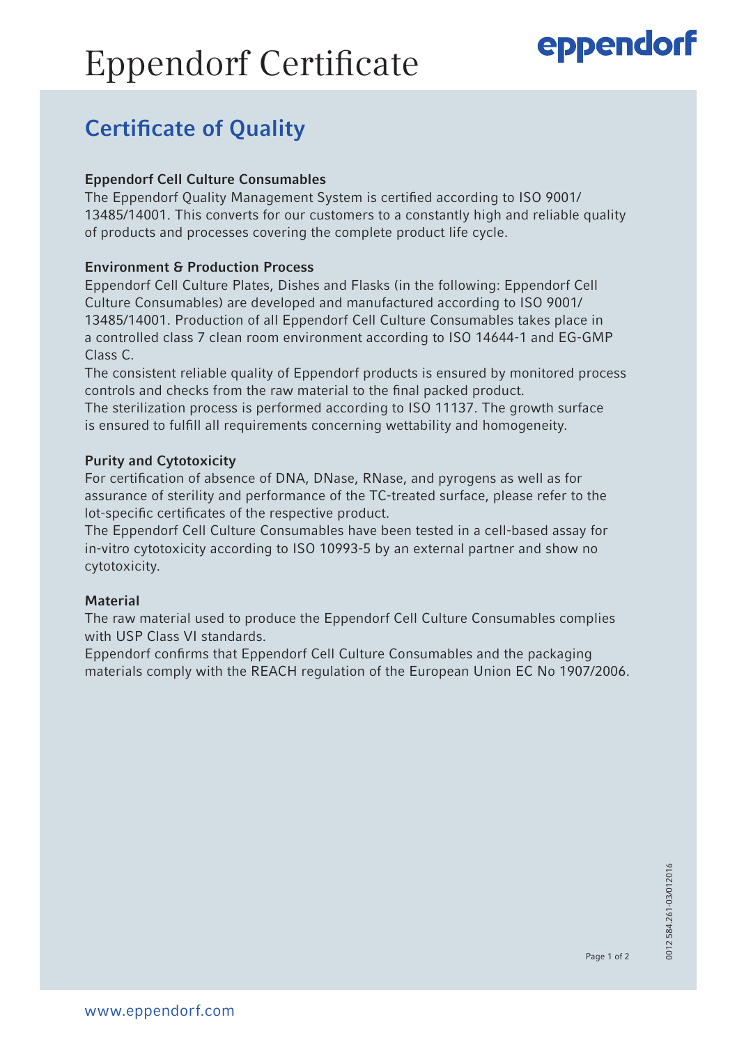# Eppendorf Certificate

eppendorf

## Certificate of Quality

### Eppendorf Cell Culture Consumables

The Eppendorf Quality Management System is certified according to ISO 9001/13485/14001. This converts for our customers to a constantly high and reliable quality of products and processes covering the complete product life cycle.

### Environment & Production Process

Eppendorf Cell Culture Plates, Dishes and Flasks (in the following: Eppendorf Cell Culture Consumables) are developed and manufactured according to ISO 9001/13485/14001. Production of all Eppendorf Cell Culture Consumables takes place in a controlled class 7 clean room environment according to ISO 14644-1 and EG-GMP Class C.

The consistent reliable quality of Eppendorf products is ensured by monitored process controls and checks from the raw material to the final packed product.

The sterilization process is performed according to ISO 11137. The growth surface is ensured to fulfill all requirements concerning wettability and homogeneity.

### Purity and Cytotoxicity

For certification of absence of DNA, DNase, RNase, and pyrogens as well as for assurance of sterility and performance of the TC-treated surface, please refer to the lot-specific certificates of the respective product.

The Eppendorf Cell Culture Consumables have been tested in a cell-based assay for in-vitro cytotoxicity according to ISO 10993-5 by an external partner and show no cytotoxicity.

### Material

The raw material used to produce the Eppendorf Cell Culture Consumables complies with USP Class VI standards.

Eppendorf confirms that Eppendorf Cell Culture Consumables and the packaging materials comply with the REACH regulation of the European Union EC No 1907/2006.

0012 584.261-03/012016

www.eppendorf.com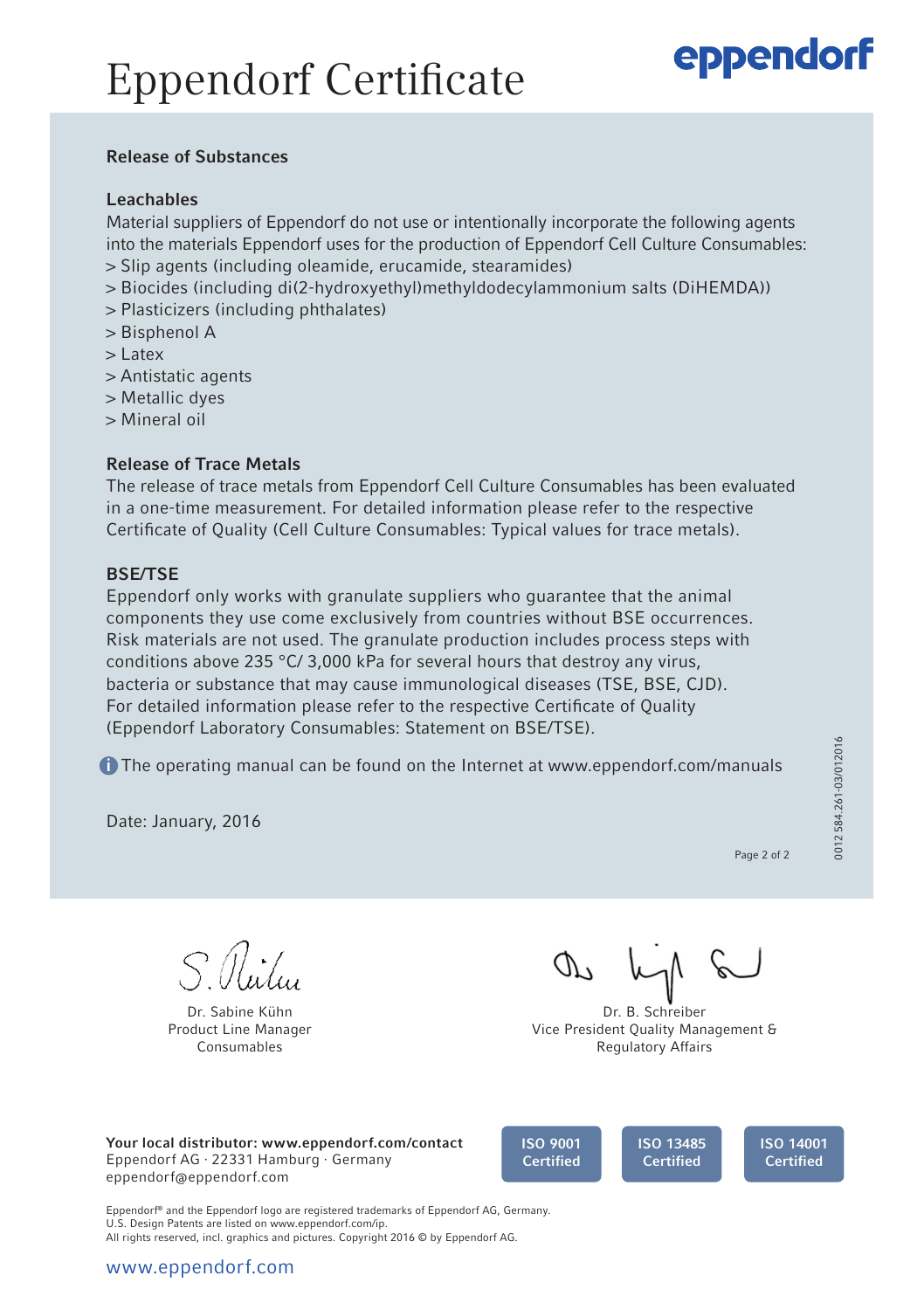# Eppendorf Certificate

eppendorf

### Release of Substances

#### Leachables

Material suppliers of Eppendorf do not use or intentionally incorporate the following agents into the materials Eppendorf uses for the production of Eppendorf Cell Culture Consumables:

- > Slip agents (including oleamide, erucamide, stearamides)
- > Biocides (including di(2-hydroxyethyl)methyldodecylammonium salts (DiHEMDA))
- > Plasticizers (including phthalates)
- > Bisphenol A
- > Latex
- > Antistatic agents
- > Metallic dyes
- > Mineral oil

#### Release of Trace Metals

The release of trace metals from Eppendorf Cell Culture Consumables has been evaluated in a one-time measurement. For detailed information please refer to the respective Certificate of Quality (Cell Culture Consumables: Typical values for trace metals).

#### BSE/TSE

Eppendorf only works with granulate suppliers who guarantee that the animal components they use come exclusively from countries without BSE occurrences. Risk materials are not used. The granulate production includes process steps with conditions above 235 °C/ 3,000 kPa for several hours that destroy any virus, bacteria or substance that may cause immunological diseases (TSE, BSE, CJD). For detailed information please refer to the respective Certificate of Quality (Eppendorf Laboratory Consumables: Statement on BSE/TSE).

The operating manual can be found on the Internet at www.eppendorf.com/manuals

Date: January, 2016

0012 584.261-03/012016

Dr. Sabine Kühn
Product Line Manager
Consumables

Dr. B. Schreiber
Vice President Quality Management &
Regulatory Affairs

**Your local distributor: www.eppendorf.com/contact**
Eppendorf AG · 22331 Hamburg · Germany
eppendorf@eppendorf.com

**ISO 9001 Certified** | **ISO 13485 Certified** | **ISO 14001 Certified**

Eppendorf® and the Eppendorf logo are registered trademarks of Eppendorf AG, Germany.
U.S. Design Patents are listed on www.eppendorf.com/ip.
All rights reserved, incl. graphics and pictures. Copyright 2016 © by Eppendorf AG.

www.eppendorf.com